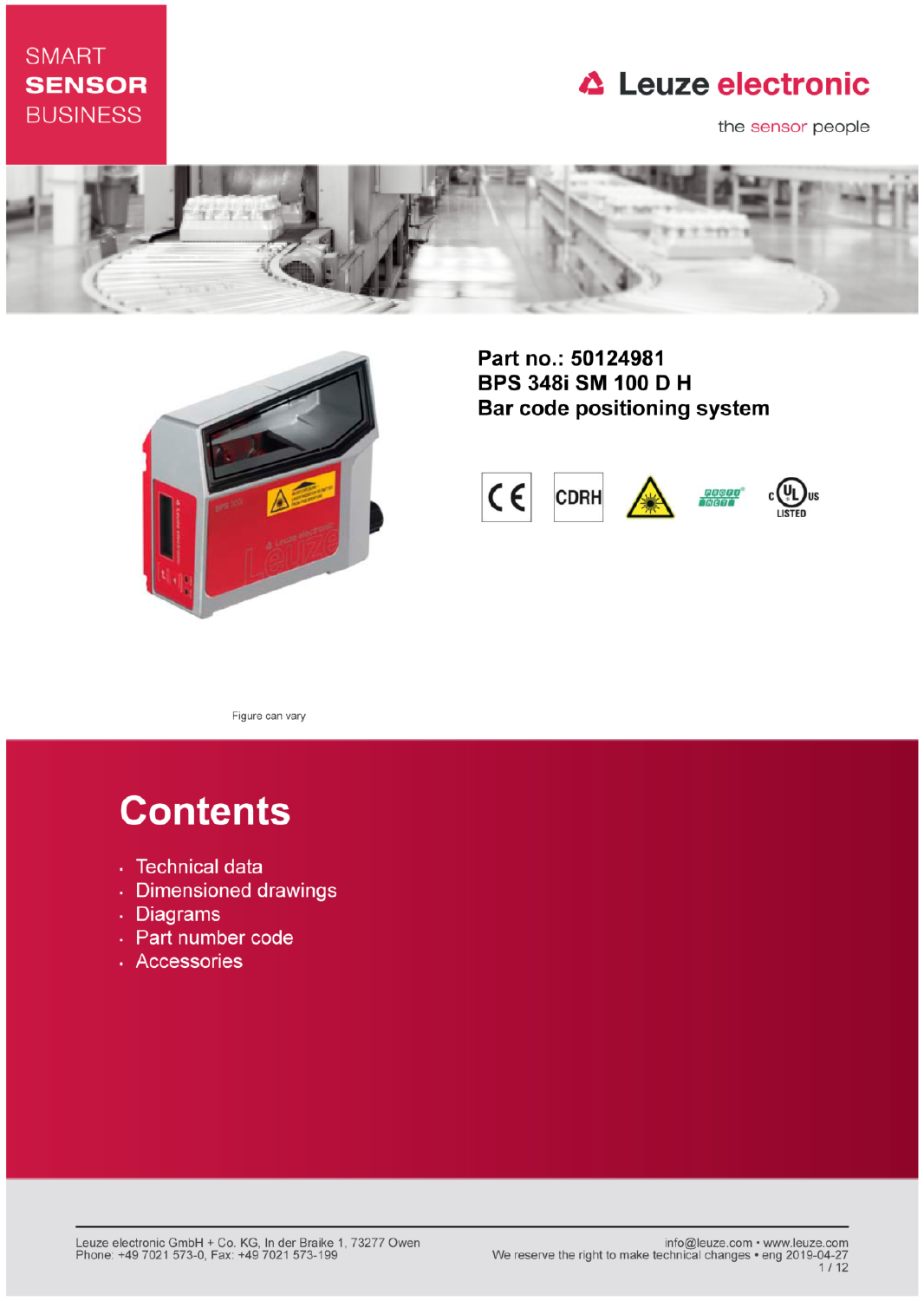SMART **SENSOR** BUSINESS

Leuze electronic

the sensor people

**Part no.: 50124981**
**BPS 348i SM 100 D H**
**Bar code positioning system**

Figure can vary

# Contents

- Technical data
- Dimensioned drawings
- Diagrams
- Part number code
- Accessories

Leuze electronic GmbH + Co. KG, In der Braike 1, 73277 Owen
Phone: +49 7021 573-0, Fax: +49 7021 573-199

info@leuze.com • www.leuze.com
We reserve the right to make technical changes • eng 2019-04-27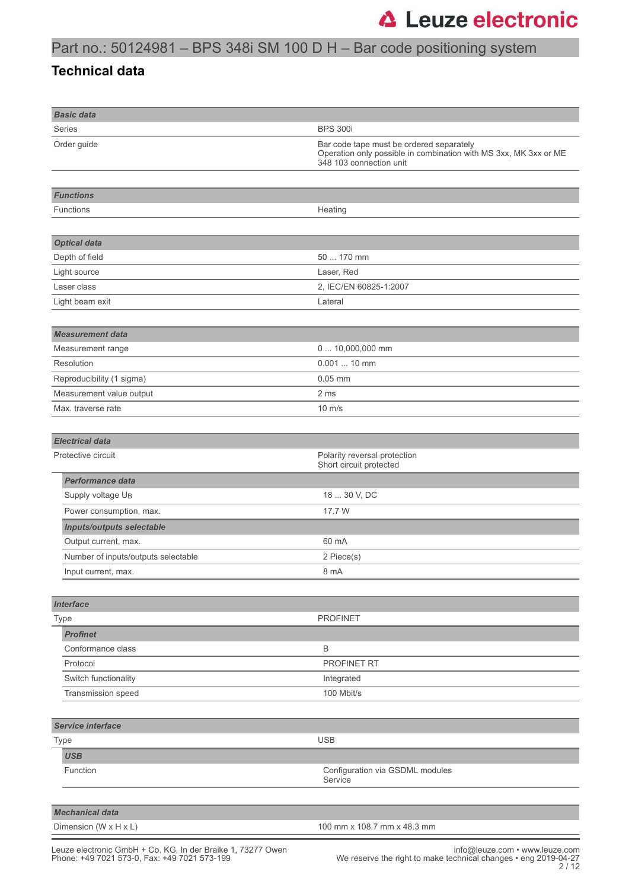# Part no.: 50124981 – BPS 348i SM 100 D H – Bar code positioning system

## Technical data

| **Basic data** | |
|---|---|
| Series | BPS 300i |
| Order guide | Bar code tape must be ordered separately<br>Operation only possible in combination with MS 3xx, MK 3xx or ME 348 103 connection unit |

| **Functions** | |
|---|---|
| Functions | Heating |

| **Optical data** | |
|---|---|
| Depth of field | 50 ... 170 mm |
| Light source | Laser, Red |
| Laser class | 2, IEC/EN 60825-1:2007 |
| Light beam exit | Lateral |

| **Measurement data** | |
|---|---|
| Measurement range | 0 ... 10,000,000 mm |
| Resolution | 0.001 ... 10 mm |
| Reproducibility (1 sigma) | 0.05 mm |
| Measurement value output | 2 ms |
| Max. traverse rate | 10 m/s |

| **Electrical data** | |
|---|---|
| Protective circuit | Polarity reversal protection<br>Short circuit protected |
| **Performance data** | |
| Supply voltage $U_B$ | 18 ... 30 V, DC |
| Power consumption, max. | 17.7 W |
| **Inputs/outputs selectable** | |
| Output current, max. | 60 mA |
| Number of inputs/outputs selectable | 2 Piece(s) |
| Input current, max. | 8 mA |

| **Interface** | |
|---|---|
| Type | PROFINET |
| **Profinet** | |
| Conformance class | B |
| Protocol | PROFINET RT |
| Switch functionality | Integrated |
| Transmission speed | 100 Mbit/s |

| **Service interface** | |
|---|---|
| Type | USB |
| **USB** | |
| Function | Configuration via GSDML modules<br>Service |

| **Mechanical data** | |
|---|---|
| Dimension (W x H x L) | 100 mm x 108.7 mm x 48.3 mm |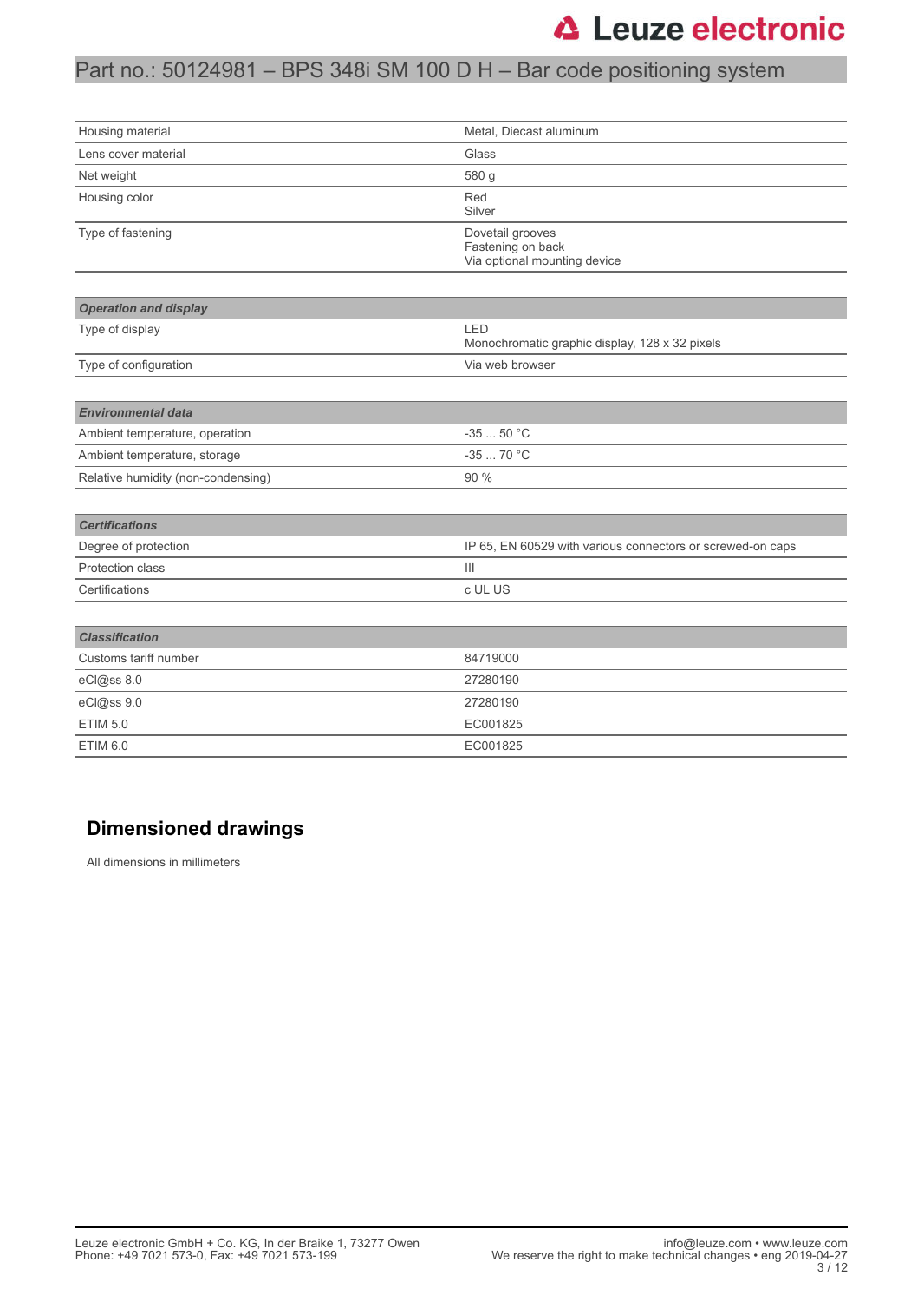| | |
|---|---|
| Housing material | Metal, Diecast aluminum |
| Lens cover material | Glass |
| Net weight | 580 g |
| Housing color | Red<br>Silver |
| Type of fastening | Dovetail grooves<br>Fastening on back<br>Via optional mounting device |

| *Operation and display* | |
|---|---|
| Type of display | LED<br>Monochromatic graphic display, 128 x 32 pixels |
| Type of configuration | Via web browser |

| *Environmental data* | |
|---|---|
| Ambient temperature, operation | -35 ... 50 °C |
| Ambient temperature, storage | -35 ... 70 °C |
| Relative humidity (non-condensing) | 90 % |

| *Certifications* | |
|---|---|
| Degree of protection | IP 65, EN 60529 with various connectors or screwed-on caps |
| Protection class | III |
| Certifications | c UL US |

| *Classification* | |
|---|---|
| Customs tariff number | 84719000 |
| eCl@ss 8.0 | 27280190 |
| eCl@ss 9.0 | 27280190 |
| ETIM 5.0 | EC001825 |
| ETIM 6.0 | EC001825 |

## Dimensioned drawings

All dimensions in millimeters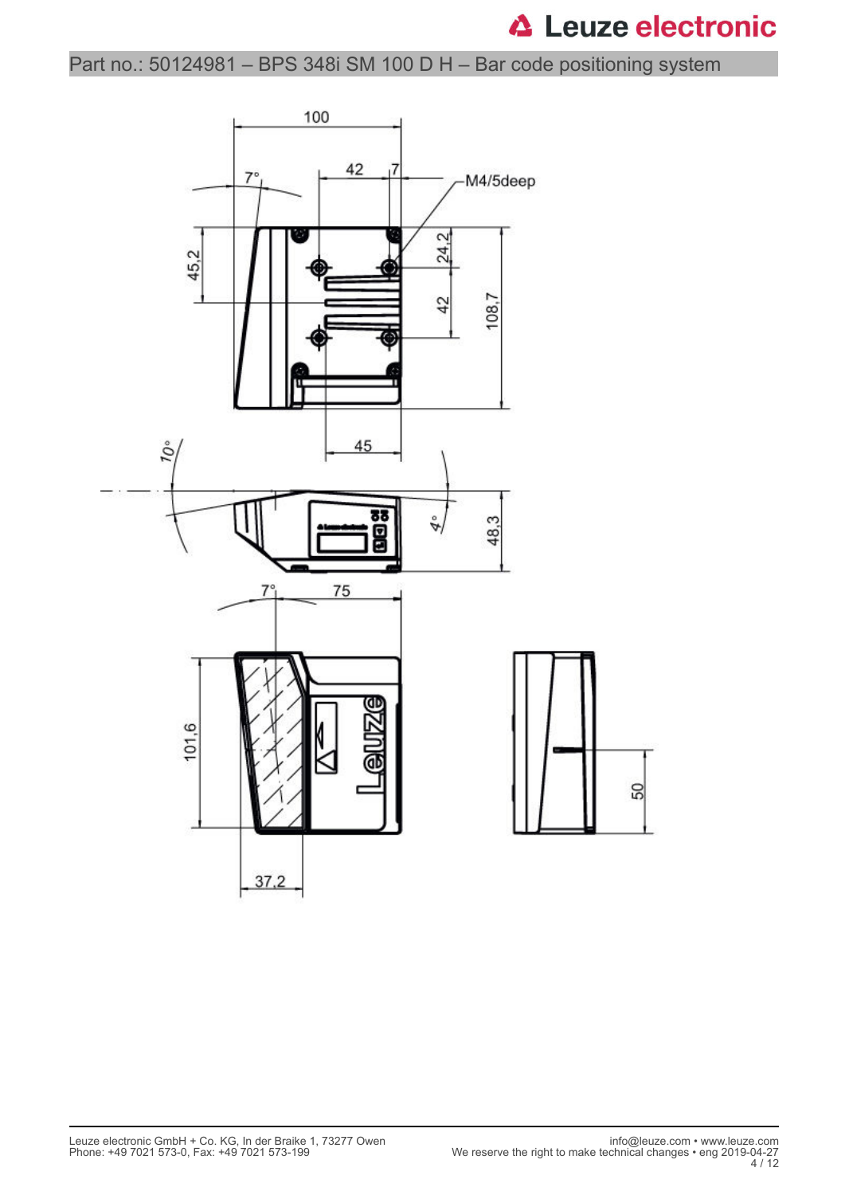Part no.: 50124981 – BPS 348i SM 100 D H – Bar code positioning system

100

42

7

7°

M4/5deep

45,2

24,2

42

108,7

45

10°

4°

48,3

7°

75

101,6

50

37,2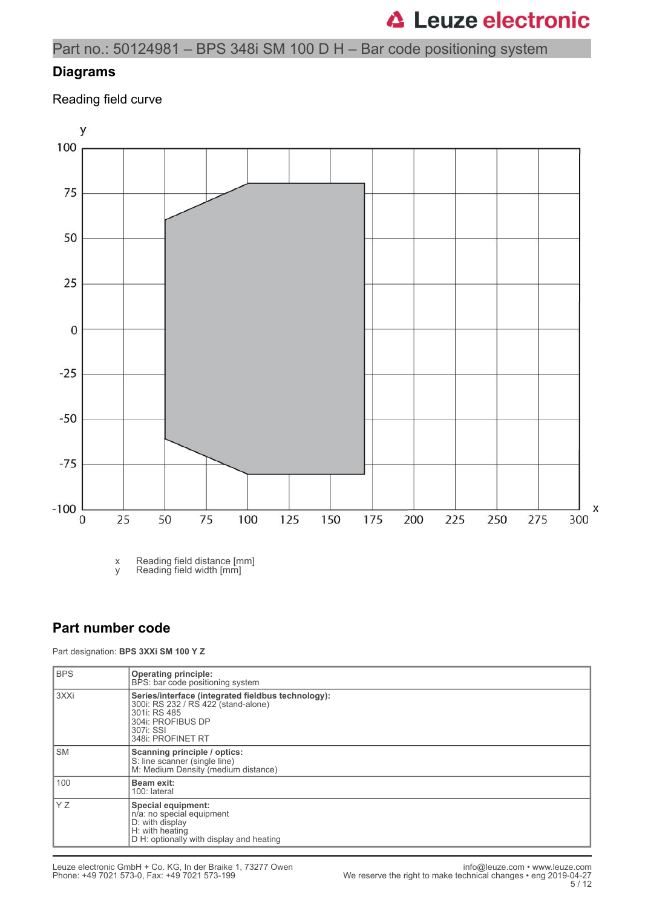## Diagrams

Reading field curve

x Reading field distance [mm]
y Reading field width [mm]

## Part number code

Part designation: **BPS 3XXi SM 100 Y Z**

| | |
|---|---|
| BPS | **Operating principle:**<br>BPS: bar code positioning system |
| 3XXi | **Series/interface (integrated fieldbus technology):**<br>300i: RS 232 / RS 422 (stand-alone)<br>301i: RS 485<br>304i: PROFIBUS DP<br>307i: SSI<br>348i: PROFINET RT |
| SM | **Scanning principle / optics:**<br>S: line scanner (single line)<br>M: Medium Density (medium distance) |
| 100 | **Beam exit:**<br>100: lateral |
| Y Z | **Special equipment:**<br>n/a: no special equipment<br>D: with display<br>H: with heating<br>D H: optionally with display and heating |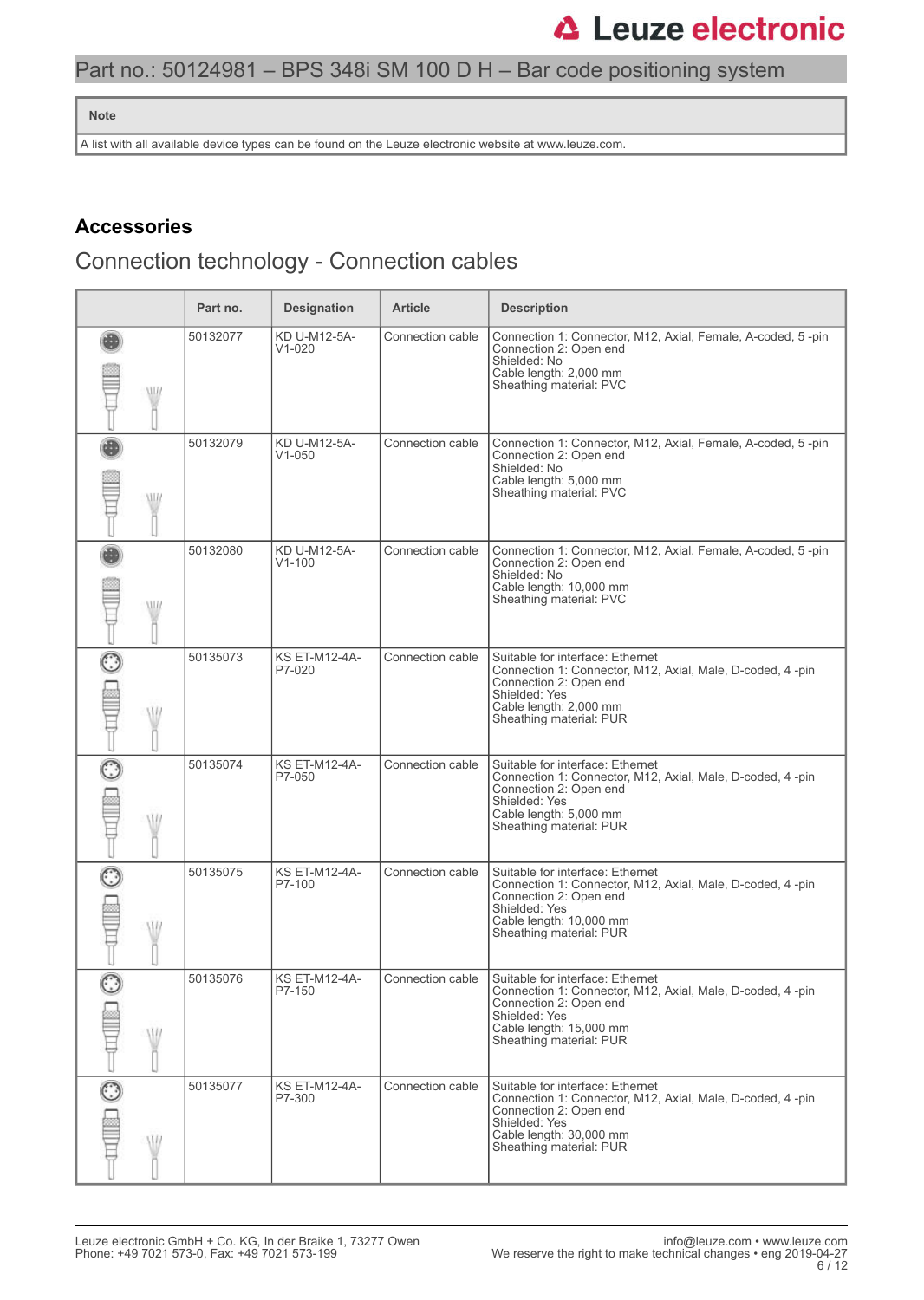| Note |
| --- |
| A list with all available device types can be found on the Leuze electronic website at www.leuze.com. |

## Accessories

### Connection technology - Connection cables

| | Part no. | Designation | Article | Description |
| --- | --- | --- | --- | --- |
| | 50132077 | KD U-M12-5A-V1-020 | Connection cable | Connection 1: Connector, M12, Axial, Female, A-coded, 5 -pin<br>Connection 2: Open end<br>Shielded: No<br>Cable length: 2,000 mm<br>Sheathing material: PVC |
| | 50132079 | KD U-M12-5A-V1-050 | Connection cable | Connection 1: Connector, M12, Axial, Female, A-coded, 5 -pin<br>Connection 2: Open end<br>Shielded: No<br>Cable length: 5,000 mm<br>Sheathing material: PVC |
| | 50132080 | KD U-M12-5A-V1-100 | Connection cable | Connection 1: Connector, M12, Axial, Female, A-coded, 5 -pin<br>Connection 2: Open end<br>Shielded: No<br>Cable length: 10,000 mm<br>Sheathing material: PVC |
| | 50135073 | KS ET-M12-4A-P7-020 | Connection cable | Suitable for interface: Ethernet<br>Connection 1: Connector, M12, Axial, Male, D-coded, 4 -pin<br>Connection 2: Open end<br>Shielded: Yes<br>Cable length: 2,000 mm<br>Sheathing material: PUR |
| | 50135074 | KS ET-M12-4A-P7-050 | Connection cable | Suitable for interface: Ethernet<br>Connection 1: Connector, M12, Axial, Male, D-coded, 4 -pin<br>Connection 2: Open end<br>Shielded: Yes<br>Cable length: 5,000 mm<br>Sheathing material: PUR |
| | 50135075 | KS ET-M12-4A-P7-100 | Connection cable | Suitable for interface: Ethernet<br>Connection 1: Connector, M12, Axial, Male, D-coded, 4 -pin<br>Connection 2: Open end<br>Shielded: Yes<br>Cable length: 10,000 mm<br>Sheathing material: PUR |
| | 50135076 | KS ET-M12-4A-P7-150 | Connection cable | Suitable for interface: Ethernet<br>Connection 1: Connector, M12, Axial, Male, D-coded, 4 -pin<br>Connection 2: Open end<br>Shielded: Yes<br>Cable length: 15,000 mm<br>Sheathing material: PUR |
| | 50135077 | KS ET-M12-4A-P7-300 | Connection cable | Suitable for interface: Ethernet<br>Connection 1: Connector, M12, Axial, Male, D-coded, 4 -pin<br>Connection 2: Open end<br>Shielded: Yes<br>Cable length: 30,000 mm<br>Sheathing material: PUR |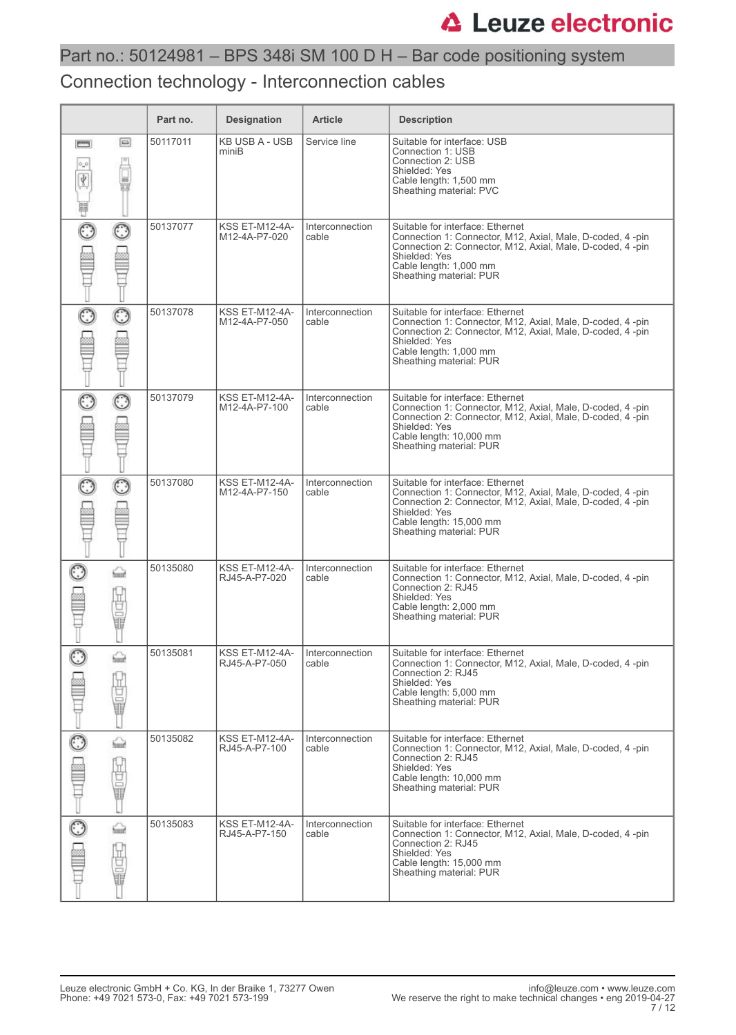# Part no.: 50124981 – BPS 348i SM 100 D H – Bar code positioning system

## Connection technology - Interconnection cables

| | Part no. | Designation | Article | Description |
|---|---|---|---|---|
| | 50117011 | KB USB A - USB miniB | Service line | Suitable for interface: USB<br>Connection 1: USB<br>Connection 2: USB<br>Shielded: Yes<br>Cable length: 1,500 mm<br>Sheathing material: PVC |
| | 50137077 | KSS ET-M12-4A-M12-4A-P7-020 | Interconnection cable | Suitable for interface: Ethernet<br>Connection 1: Connector, M12, Axial, Male, D-coded, 4 -pin<br>Connection 2: Connector, M12, Axial, Male, D-coded, 4 -pin<br>Shielded: Yes<br>Cable length: 1,000 mm<br>Sheathing material: PUR |
| | 50137078 | KSS ET-M12-4A-M12-4A-P7-050 | Interconnection cable | Suitable for interface: Ethernet<br>Connection 1: Connector, M12, Axial, Male, D-coded, 4 -pin<br>Connection 2: Connector, M12, Axial, Male, D-coded, 4 -pin<br>Shielded: Yes<br>Cable length: 1,000 mm<br>Sheathing material: PUR |
| | 50137079 | KSS ET-M12-4A-M12-4A-P7-100 | Interconnection cable | Suitable for interface: Ethernet<br>Connection 1: Connector, M12, Axial, Male, D-coded, 4 -pin<br>Connection 2: Connector, M12, Axial, Male, D-coded, 4 -pin<br>Shielded: Yes<br>Cable length: 10,000 mm<br>Sheathing material: PUR |
| | 50137080 | KSS ET-M12-4A-M12-4A-P7-150 | Interconnection cable | Suitable for interface: Ethernet<br>Connection 1: Connector, M12, Axial, Male, D-coded, 4 -pin<br>Connection 2: Connector, M12, Axial, Male, D-coded, 4 -pin<br>Shielded: Yes<br>Cable length: 15,000 mm<br>Sheathing material: PUR |
| | 50135080 | KSS ET-M12-4A-RJ45-A-P7-020 | Interconnection cable | Suitable for interface: Ethernet<br>Connection 1: Connector, M12, Axial, Male, D-coded, 4 -pin<br>Connection 2: RJ45<br>Shielded: Yes<br>Cable length: 2,000 mm<br>Sheathing material: PUR |
| | 50135081 | KSS ET-M12-4A-RJ45-A-P7-050 | Interconnection cable | Suitable for interface: Ethernet<br>Connection 1: Connector, M12, Axial, Male, D-coded, 4 -pin<br>Connection 2: RJ45<br>Shielded: Yes<br>Cable length: 5,000 mm<br>Sheathing material: PUR |
| | 50135082 | KSS ET-M12-4A-RJ45-A-P7-100 | Interconnection cable | Suitable for interface: Ethernet<br>Connection 1: Connector, M12, Axial, Male, D-coded, 4 -pin<br>Connection 2: RJ45<br>Shielded: Yes<br>Cable length: 10,000 mm<br>Sheathing material: PUR |
| | 50135083 | KSS ET-M12-4A-RJ45-A-P7-150 | Interconnection cable | Suitable for interface: Ethernet<br>Connection 1: Connector, M12, Axial, Male, D-coded, 4 -pin<br>Connection 2: RJ45<br>Shielded: Yes<br>Cable length: 15,000 mm<br>Sheathing material: PUR |

Leuze electronic GmbH + Co. KG, In der Braike 1, 73277 Owen
Phone: +49 7021 573-0, Fax: +49 7021 573-199

info@leuze.com • www.leuze.com
We reserve the right to make technical changes • eng 2019-04-27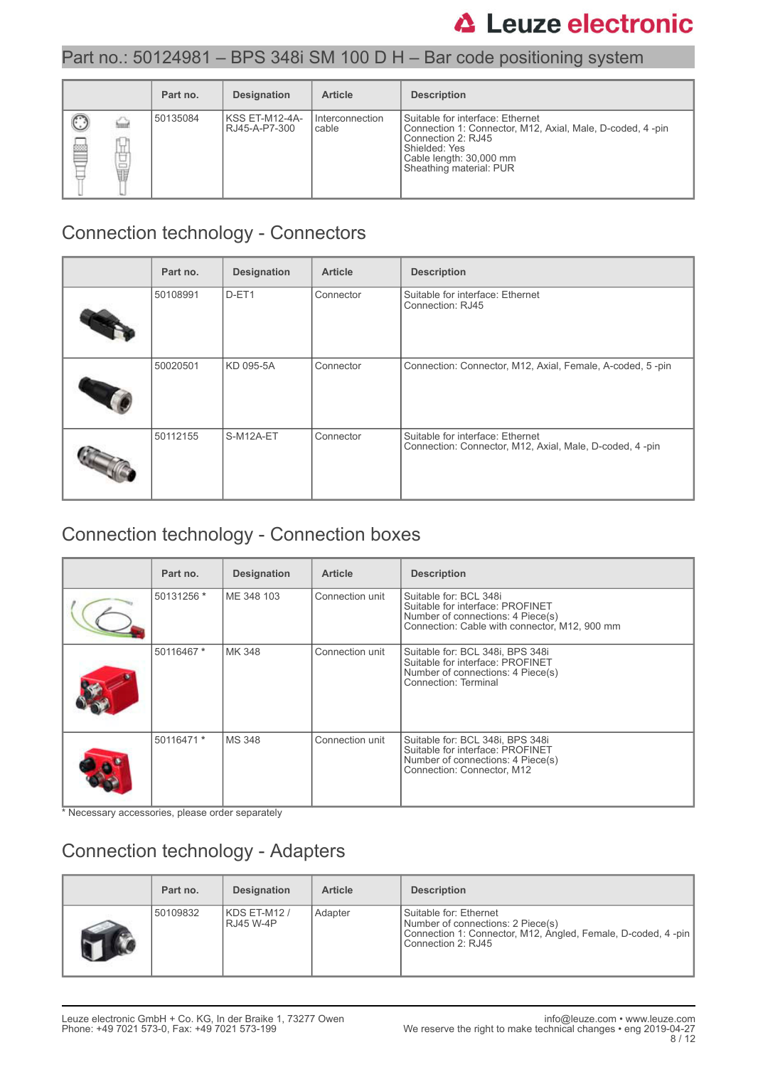## Part no.: 50124981 – BPS 348i SM 100 D H – Bar code positioning system

| | Part no. | Designation | Article | Description |
|---|---|---|---|---|
| | 50135084 | KSS ET-M12-4A-RJ45-A-P7-300 | Interconnection cable | Suitable for interface: Ethernet<br>Connection 1: Connector, M12, Axial, Male, D-coded, 4 -pin<br>Connection 2: RJ45<br>Shielded: Yes<br>Cable length: 30,000 mm<br>Sheathing material: PUR |

## Connection technology - Connectors

| | Part no. | Designation | Article | Description |
|---|---|---|---|---|
| | 50108991 | D-ET1 | Connector | Suitable for interface: Ethernet<br>Connection: RJ45 |
| | 50020501 | KD 095-5A | Connector | Connection: Connector, M12, Axial, Female, A-coded, 5 -pin |
| | 50112155 | S-M12A-ET | Connector | Suitable for interface: Ethernet<br>Connection: Connector, M12, Axial, Male, D-coded, 4 -pin |

## Connection technology - Connection boxes

| | Part no. | Designation | Article | Description |
|---|---|---|---|---|
| | 50131256 * | ME 348 103 | Connection unit | Suitable for: BCL 348i<br>Suitable for interface: PROFINET<br>Number of connections: 4 Piece(s)<br>Connection: Cable with connector, M12, 900 mm |
| | 50116467 * | MK 348 | Connection unit | Suitable for: BCL 348i, BPS 348i<br>Suitable for interface: PROFINET<br>Number of connections: 4 Piece(s)<br>Connection: Terminal |
| | 50116471 * | MS 348 | Connection unit | Suitable for: BCL 348i, BPS 348i<br>Suitable for interface: PROFINET<br>Number of connections: 4 Piece(s)<br>Connection: Connector, M12 |

* Necessary accessories, please order separately

## Connection technology - Adapters

| | Part no. | Designation | Article | Description |
|---|---|---|---|---|
| | 50109832 | KDS ET-M12 / RJ45 W-4P | Adapter | Suitable for: Ethernet<br>Number of connections: 2 Piece(s)<br>Connection 1: Connector, M12, Angled, Female, D-coded, 4 -pin<br>Connection 2: RJ45 |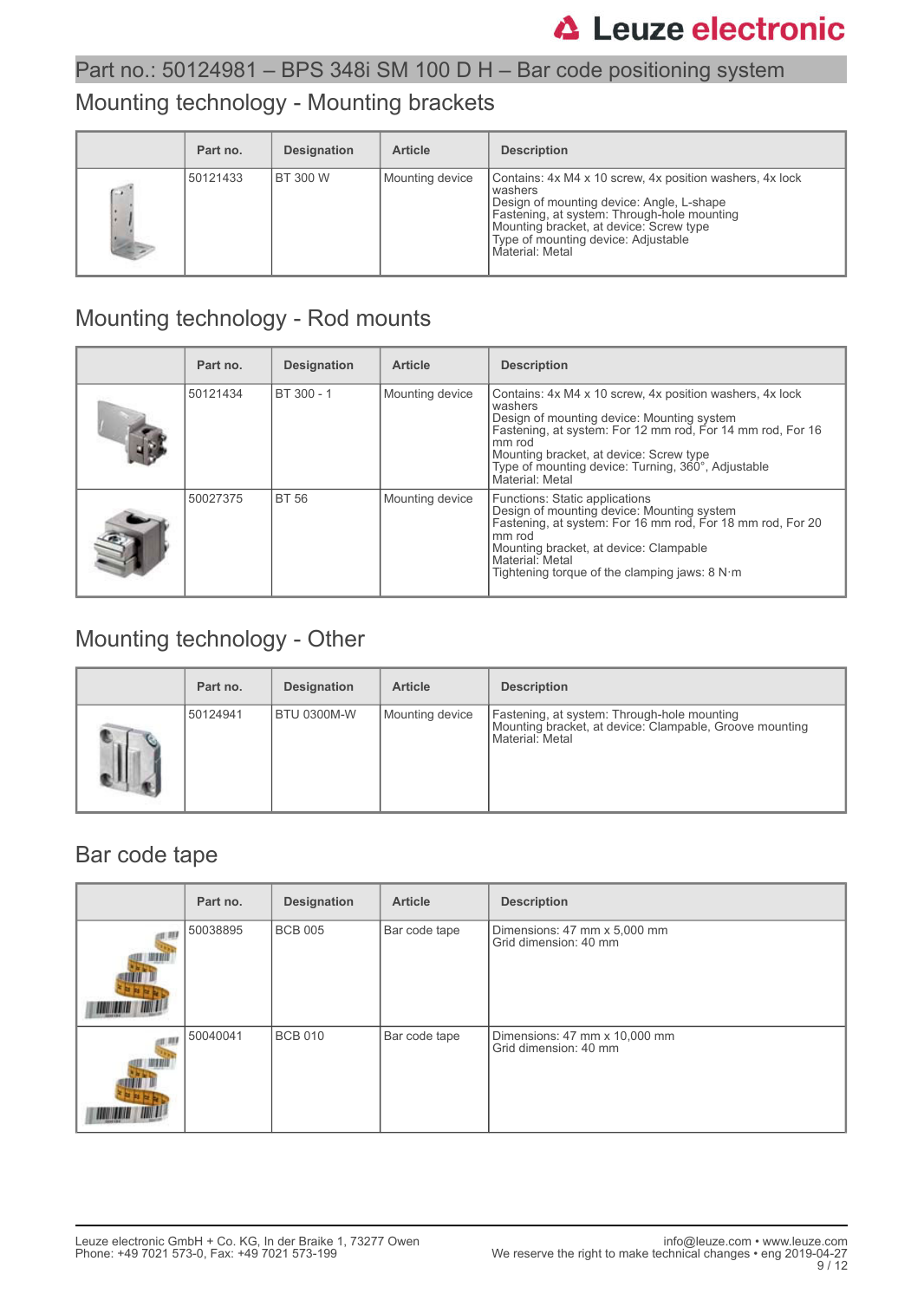Part no.: 50124981 – BPS 348i SM 100 D H – Bar code positioning system

## Mounting technology - Mounting brackets

| | Part no. | Designation | Article | Description |
|---|---|---|---|---|
| | 50121433 | BT 300 W | Mounting device | Contains: 4x M4 x 10 screw, 4x position washers, 4x lock washers<br>Design of mounting device: Angle, L-shape<br>Fastening, at system: Through-hole mounting<br>Mounting bracket, at device: Screw type<br>Type of mounting device: Adjustable<br>Material: Metal |

## Mounting technology - Rod mounts

| | Part no. | Designation | Article | Description |
|---|---|---|---|---|
| | 50121434 | BT 300 - 1 | Mounting device | Contains: 4x M4 x 10 screw, 4x position washers, 4x lock washers<br>Design of mounting device: Mounting system<br>Fastening, at system: For 12 mm rod, For 14 mm rod, For 16 mm rod<br>Mounting bracket, at device: Screw type<br>Type of mounting device: Turning, 360°, Adjustable<br>Material: Metal |
| | 50027375 | BT 56 | Mounting device | Functions: Static applications<br>Design of mounting device: Mounting system<br>Fastening, at system: For 16 mm rod, For 18 mm rod, For 20 mm rod<br>Mounting bracket, at device: Clampable<br>Material: Metal<br>Tightening torque of the clamping jaws: 8 N·m |

## Mounting technology - Other

| | Part no. | Designation | Article | Description |
|---|---|---|---|---|
| | 50124941 | BTU 0300M-W | Mounting device | Fastening, at system: Through-hole mounting<br>Mounting bracket, at device: Clampable, Groove mounting<br>Material: Metal |

## Bar code tape

| | Part no. | Designation | Article | Description |
|---|---|---|---|---|
| | 50038895 | BCB 005 | Bar code tape | Dimensions: 47 mm x 5,000 mm<br>Grid dimension: 40 mm |
| | 50040041 | BCB 010 | Bar code tape | Dimensions: 47 mm x 10,000 mm<br>Grid dimension: 40 mm |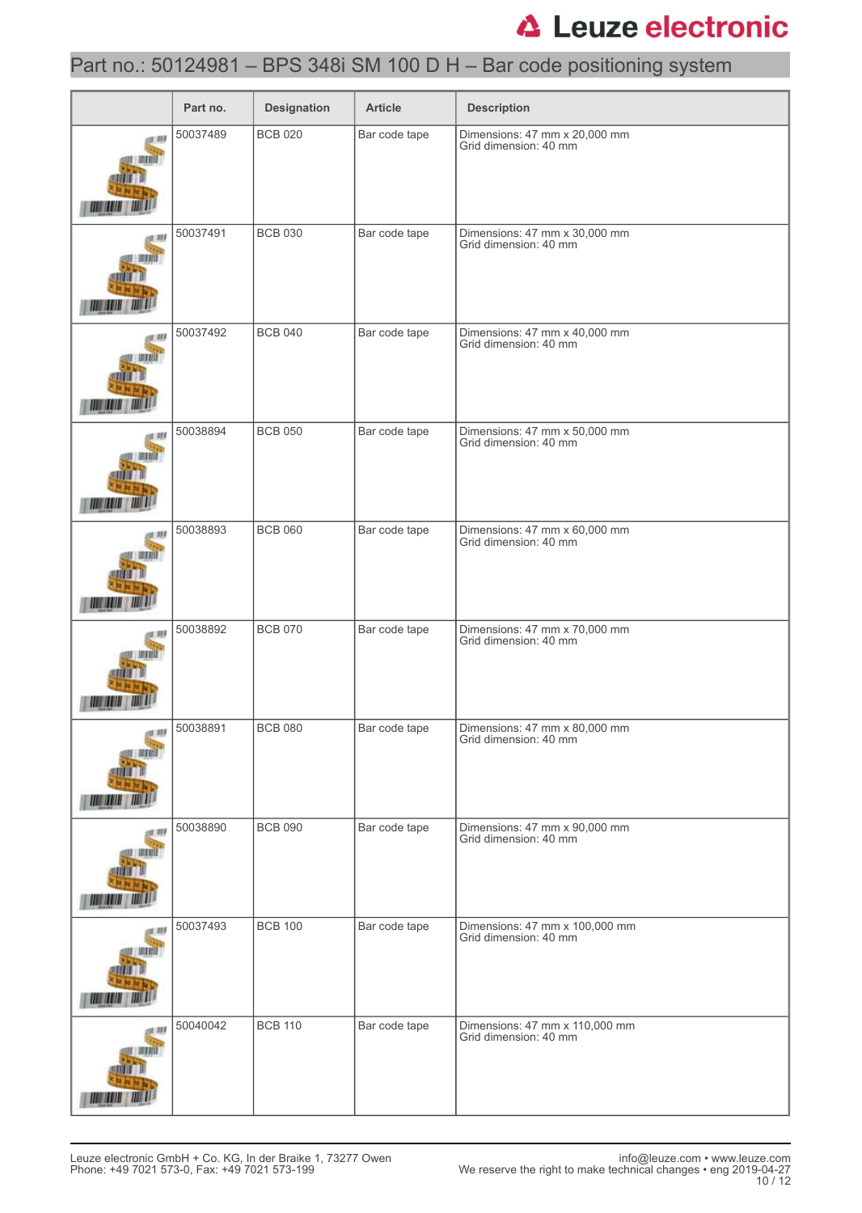| | Part no. | Designation | Article | Description |
|---|---|---|---|---|
| | 50037489 | BCB 020 | Bar code tape | Dimensions: 47 mm x 20,000 mm<br>Grid dimension: 40 mm |
| | 50037491 | BCB 030 | Bar code tape | Dimensions: 47 mm x 30,000 mm<br>Grid dimension: 40 mm |
| | 50037492 | BCB 040 | Bar code tape | Dimensions: 47 mm x 40,000 mm<br>Grid dimension: 40 mm |
| | 50038894 | BCB 050 | Bar code tape | Dimensions: 47 mm x 50,000 mm<br>Grid dimension: 40 mm |
| | 50038893 | BCB 060 | Bar code tape | Dimensions: 47 mm x 60,000 mm<br>Grid dimension: 40 mm |
| | 50038892 | BCB 070 | Bar code tape | Dimensions: 47 mm x 70,000 mm<br>Grid dimension: 40 mm |
| | 50038891 | BCB 080 | Bar code tape | Dimensions: 47 mm x 80,000 mm<br>Grid dimension: 40 mm |
| | 50038890 | BCB 090 | Bar code tape | Dimensions: 47 mm x 90,000 mm<br>Grid dimension: 40 mm |
| | 50037493 | BCB 100 | Bar code tape | Dimensions: 47 mm x 100,000 mm<br>Grid dimension: 40 mm |
| | 50040042 | BCB 110 | Bar code tape | Dimensions: 47 mm x 110,000 mm<br>Grid dimension: 40 mm |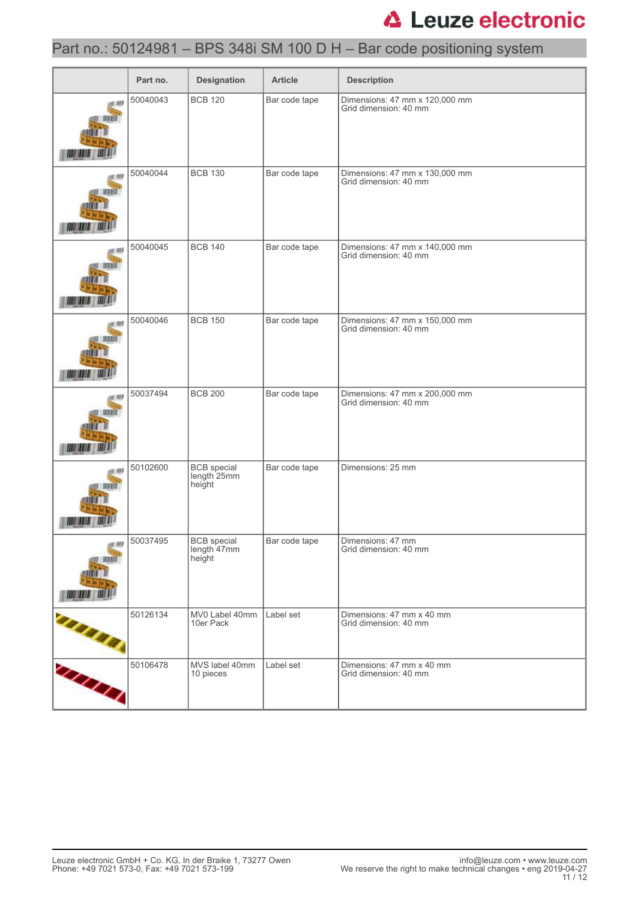## Part no.: 50124981 – BPS 348i SM 100 D H – Bar code positioning system

| | Part no. | Designation | Article | Description |
|---|---|---|---|---|
| | 50040043 | BCB 120 | Bar code tape | Dimensions: 47 mm x 120,000 mm<br>Grid dimension: 40 mm |
| | 50040044 | BCB 130 | Bar code tape | Dimensions: 47 mm x 130,000 mm<br>Grid dimension: 40 mm |
| | 50040045 | BCB 140 | Bar code tape | Dimensions: 47 mm x 140,000 mm<br>Grid dimension: 40 mm |
| | 50040046 | BCB 150 | Bar code tape | Dimensions: 47 mm x 150,000 mm<br>Grid dimension: 40 mm |
| | 50037494 | BCB 200 | Bar code tape | Dimensions: 47 mm x 200,000 mm<br>Grid dimension: 40 mm |
| | 50102600 | BCB special length 25mm height | Bar code tape | Dimensions: 25 mm |
| | 50037495 | BCB special length 47mm height | Bar code tape | Dimensions: 47 mm<br>Grid dimension: 40 mm |
| | 50126134 | MV0 Label 40mm 10er Pack | Label set | Dimensions: 47 mm x 40 mm<br>Grid dimension: 40 mm |
| | 50106478 | MVS label 40mm 10 pieces | Label set | Dimensions: 47 mm x 40 mm<br>Grid dimension: 40 mm |

Leuze electronic GmbH + Co. KG, In der Braike 1, 73277 Owen
Phone: +49 7021 573-0, Fax: +49 7021 573-199

info@leuze.com • www.leuze.com
We reserve the right to make technical changes • eng 2019-04-27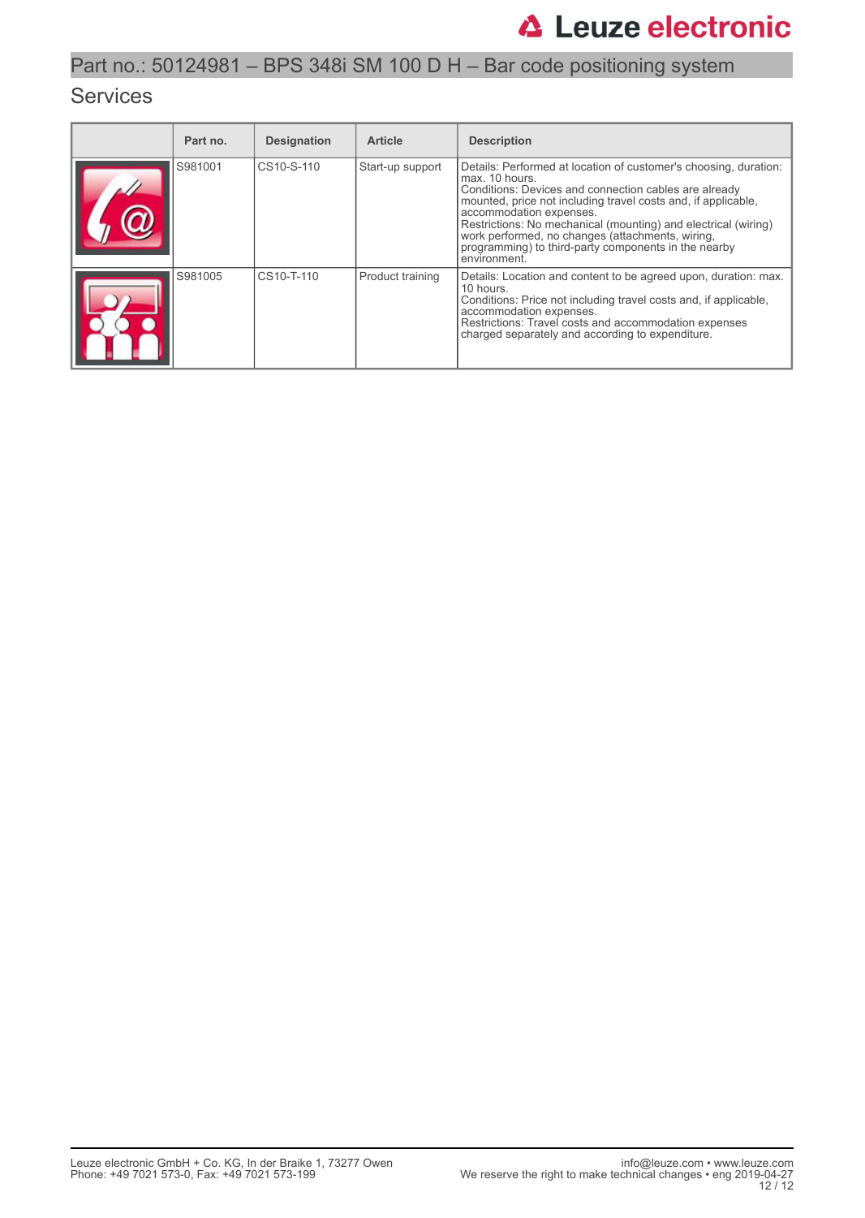Part no.: 50124981 – BPS 348i SM 100 D H – Bar code positioning system

## Services

| | Part no. | Designation | Article | Description |
|---|---|---|---|---|
| | S981001 | CS10-S-110 | Start-up support | Details: Performed at location of customer's choosing, duration: max. 10 hours.<br>Conditions: Devices and connection cables are already mounted, price not including travel costs and, if applicable, accommodation expenses.<br>Restrictions: No mechanical (mounting) and electrical (wiring) work performed, no changes (attachments, wiring, programming) to third-party components in the nearby environment. |
| | S981005 | CS10-T-110 | Product training | Details: Location and content to be agreed upon, duration: max. 10 hours.<br>Conditions: Price not including travel costs and, if applicable, accommodation expenses.<br>Restrictions: Travel costs and accommodation expenses charged separately and according to expenditure. |